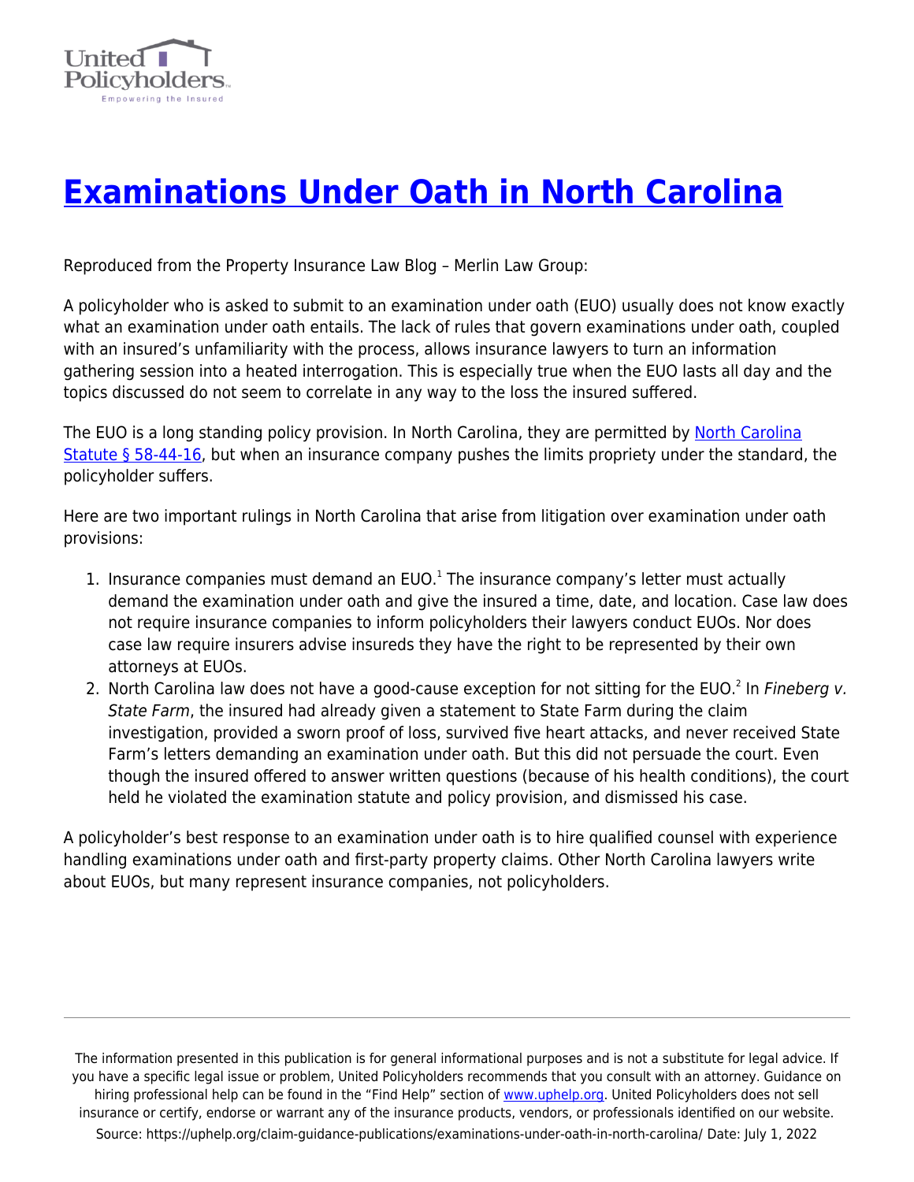# [Examinations Under Oath in North Carolina](#)

Reproduced from the Property Insurance Law Blog – Merlin Law Group:

A policyholder who is asked to submit to an examination under oath (EUO) usually does not know exactly what an examination under oath entails. The lack of rules that govern examinations under oath, coupled with an insured's unfamiliarity with the process, allows insurance lawyers to turn an information gathering session into a heated interrogation. This is especially true when the EUO lasts all day and the topics discussed do not seem to correlate in any way to the loss the insured suffered.

The EUO is a long standing policy provision. In North Carolina, they are permitted by [North Carolina Statute § 58-44-16](#), but when an insurance company pushes the limits propriety under the standard, the policyholder suffers.

Here are two important rulings in North Carolina that arise from litigation over examination under oath provisions:

1. Insurance companies must demand an EUO.[1] The insurance company's letter must actually demand the examination under oath and give the insured a time, date, and location. Case law does not require insurance companies to inform policyholders their lawyers conduct EUOs. Nor does case law require insurers advise insureds they have the right to be represented by their own attorneys at EUOs.
2. North Carolina law does not have a good-cause exception for not sitting for the EUO.[2] In *Fineberg v. State Farm*, the insured had already given a statement to State Farm during the claim investigation, provided a sworn proof of loss, survived five heart attacks, and never received State Farm's letters demanding an examination under oath. But this did not persuade the court. Even though the insured offered to answer written questions (because of his health conditions), the court held he violated the examination statute and policy provision, and dismissed his case.

A policyholder's best response to an examination under oath is to hire qualified counsel with experience handling examinations under oath and first-party property claims. Other North Carolina lawyers write about EUOs, but many represent insurance companies, not policyholders.

---

The information presented in this publication is for general informational purposes and is not a substitute for legal advice. If you have a specific legal issue or problem, United Policyholders recommends that you consult with an attorney. Guidance on hiring professional help can be found in the "Find Help" section of [www.uphelp.org](http://www.uphelp.org). United Policyholders does not sell insurance or certify, endorse or warrant any of the insurance products, vendors, or professionals identified on our website.

Source: https://uphelp.org/claim-guidance-publications/examinations-under-oath-in-north-carolina/ Date: July 1, 2022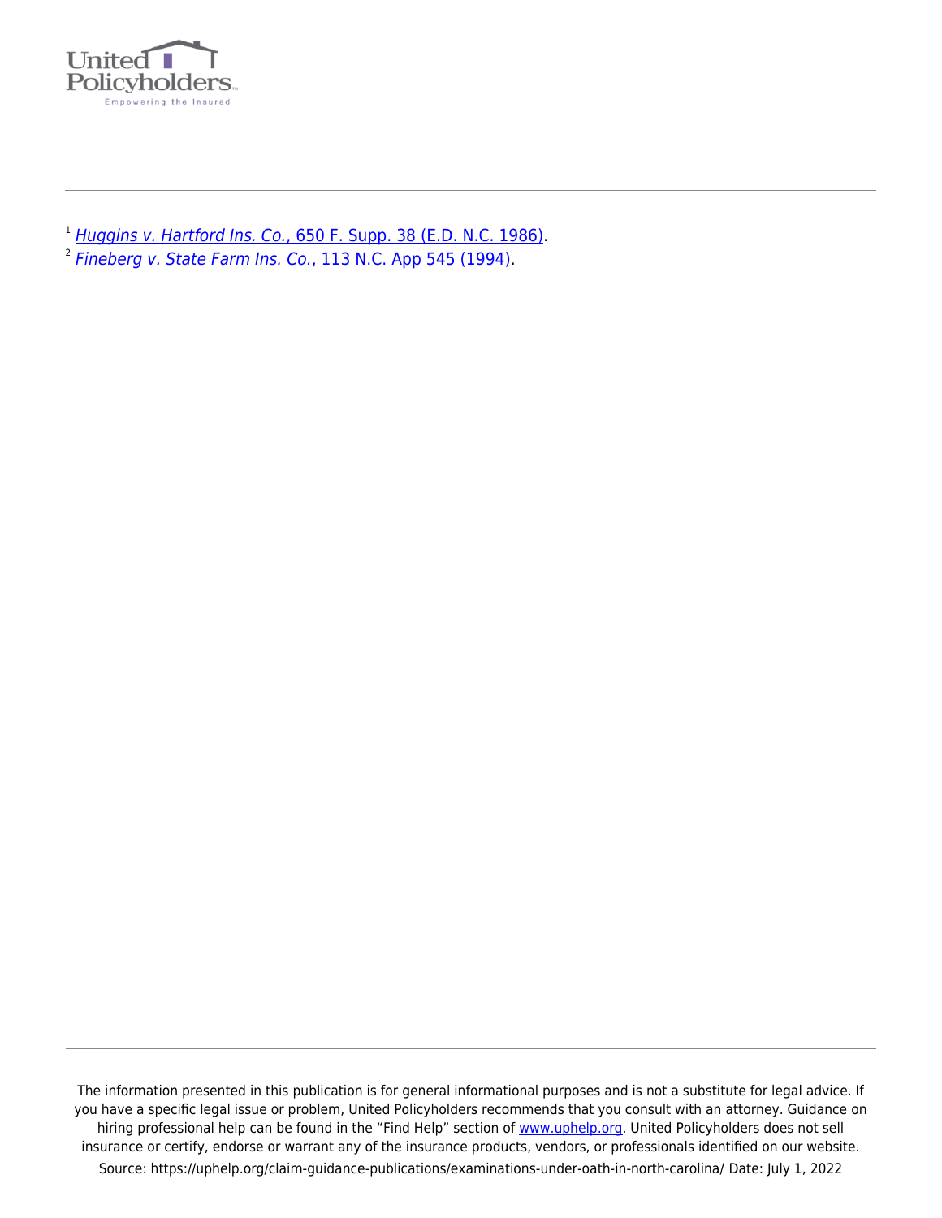[1] *Huggins v. Hartford Ins. Co.*, 650 F. Supp. 38 (E.D. N.C. 1986).

[2] *Fineberg v. State Farm Ins. Co.*, 113 N.C. App 545 (1994).

The information presented in this publication is for general informational purposes and is not a substitute for legal advice. If you have a specific legal issue or problem, United Policyholders recommends that you consult with an attorney. Guidance on hiring professional help can be found in the "Find Help" section of www.uphelp.org. United Policyholders does not sell insurance or certify, endorse or warrant any of the insurance products, vendors, or professionals identified on our website.

Source: https://uphelp.org/claim-guidance-publications/examinations-under-oath-in-north-carolina/ Date: July 1, 2022